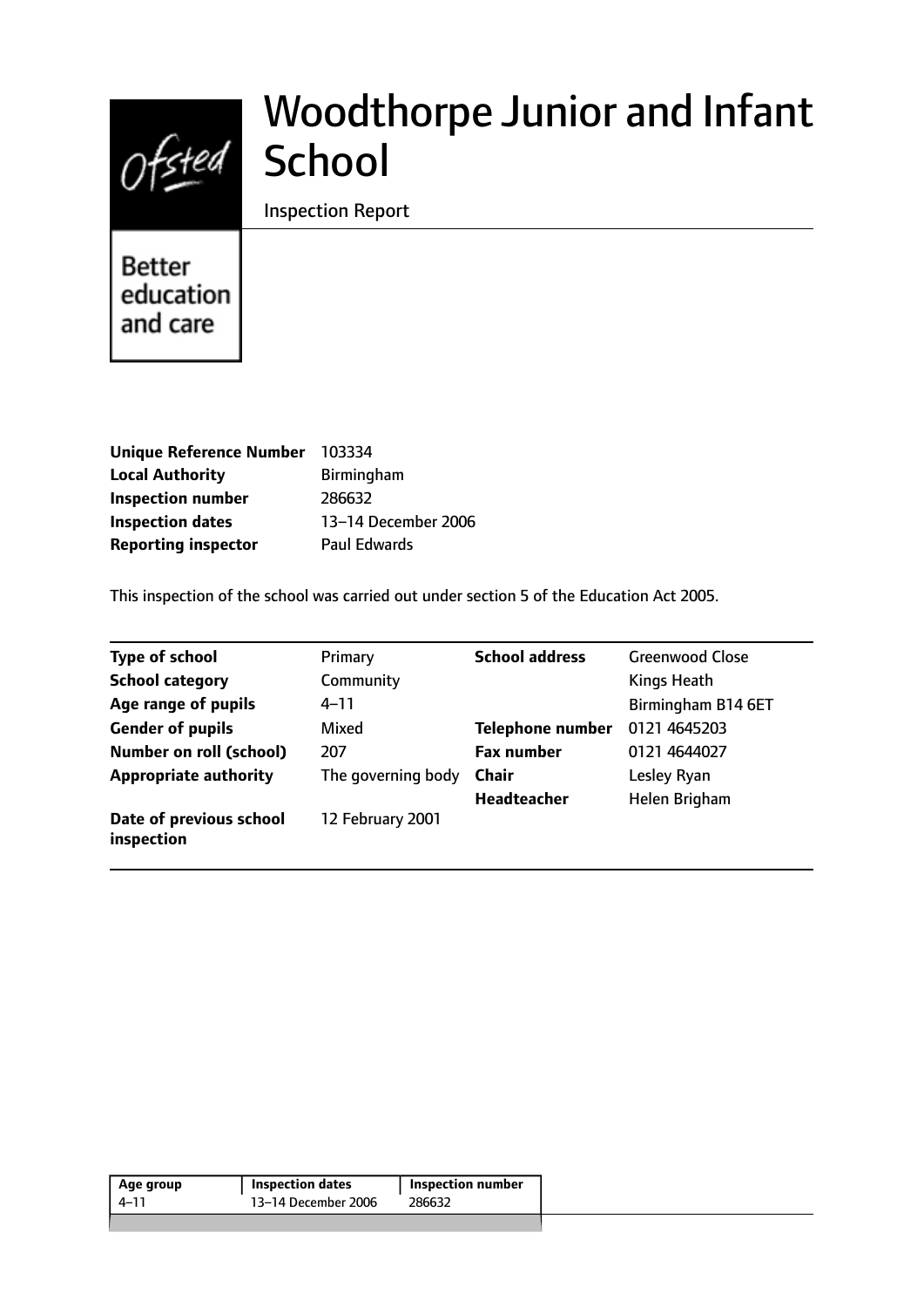# Woodthorpe Junior and Infant School

Inspection Report

Better education and care

| | |
|---|---|
| **Unique Reference Number** | 103334 |
| **Local Authority** | Birmingham |
| **Inspection number** | 286632 |
| **Inspection dates** | 13–14 December 2006 |
| **Reporting inspector** | Paul Edwards |

This inspection of the school was carried out under section 5 of the Education Act 2005.

| | | | |
|---|---|---|---|
| **Type of school** | Primary | **School address** | Greenwood Close |
| **School category** | Community | | Kings Heath |
| **Age range of pupils** | 4–11 | | Birmingham B14 6ET |
| **Gender of pupils** | Mixed | **Telephone number** | 0121 4645203 |
| **Number on roll (school)** | 207 | **Fax number** | 0121 4644027 |
| **Appropriate authority** | The governing body | **Chair** | Lesley Ryan |
| | | **Headteacher** | Helen Brigham |
| **Date of previous school inspection** | 12 February 2001 | | |

| Age group | Inspection dates | Inspection number |
|---|---|---|
| 4–11 | 13–14 December 2006 | 286632 |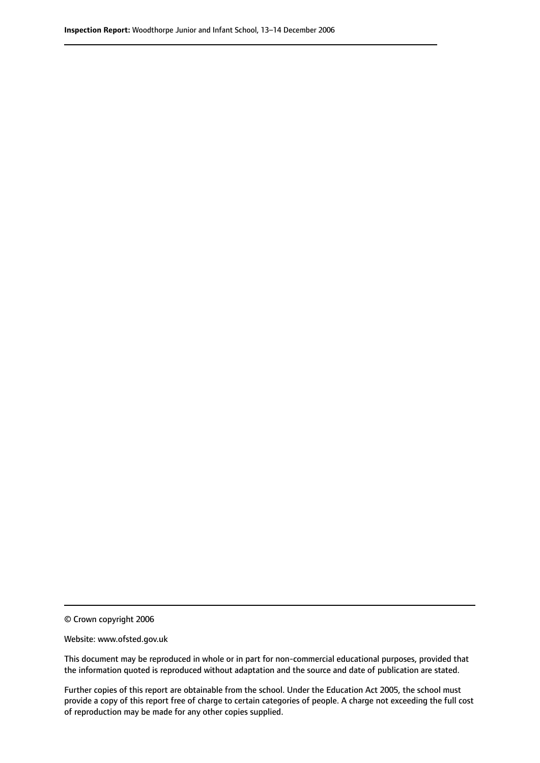© Crown copyright 2006

Website: www.ofsted.gov.uk

This document may be reproduced in whole or in part for non-commercial educational purposes, provided that the information quoted is reproduced without adaptation and the source and date of publication are stated.

Further copies of this report are obtainable from the school. Under the Education Act 2005, the school must provide a copy of this report free of charge to certain categories of people. A charge not exceeding the full cost of reproduction may be made for any other copies supplied.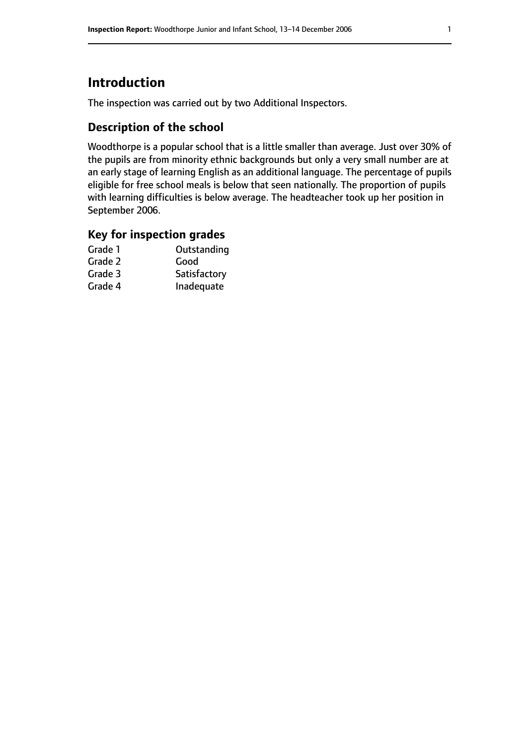# Introduction

The inspection was carried out by two Additional Inspectors.

## Description of the school

Woodthorpe is a popular school that is a little smaller than average. Just over 30% of the pupils are from minority ethnic backgrounds but only a very small number are at an early stage of learning English as an additional language. The percentage of pupils eligible for free school meals is below that seen nationally. The proportion of pupils with learning difficulties is below average. The headteacher took up her position in September 2006.

## Key for inspection grades

| | |
|---|---|
| Grade 1 | Outstanding |
| Grade 2 | Good |
| Grade 3 | Satisfactory |
| Grade 4 | Inadequate |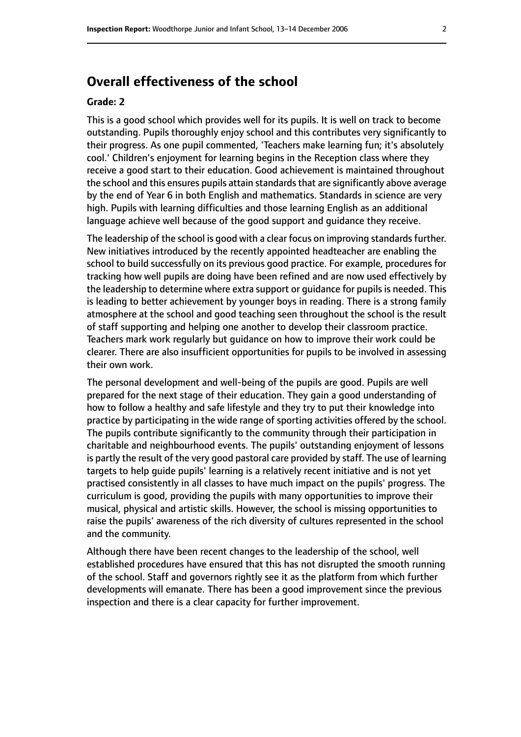# Overall effectiveness of the school

**Grade: 2**

This is a good school which provides well for its pupils. It is well on track to become outstanding. Pupils thoroughly enjoy school and this contributes very significantly to their progress. As one pupil commented, 'Teachers make learning fun; it's absolutely cool.' Children's enjoyment for learning begins in the Reception class where they receive a good start to their education. Good achievement is maintained throughout the school and this ensures pupils attain standards that are significantly above average by the end of Year 6 in both English and mathematics. Standards in science are very high. Pupils with learning difficulties and those learning English as an additional language achieve well because of the good support and guidance they receive.

The leadership of the school is good with a clear focus on improving standards further. New initiatives introduced by the recently appointed headteacher are enabling the school to build successfully on its previous good practice. For example, procedures for tracking how well pupils are doing have been refined and are now used effectively by the leadership to determine where extra support or guidance for pupils is needed. This is leading to better achievement by younger boys in reading. There is a strong family atmosphere at the school and good teaching seen throughout the school is the result of staff supporting and helping one another to develop their classroom practice. Teachers mark work regularly but guidance on how to improve their work could be clearer. There are also insufficient opportunities for pupils to be involved in assessing their own work.

The personal development and well-being of the pupils are good. Pupils are well prepared for the next stage of their education. They gain a good understanding of how to follow a healthy and safe lifestyle and they try to put their knowledge into practice by participating in the wide range of sporting activities offered by the school. The pupils contribute significantly to the community through their participation in charitable and neighbourhood events. The pupils' outstanding enjoyment of lessons is partly the result of the very good pastoral care provided by staff. The use of learning targets to help guide pupils' learning is a relatively recent initiative and is not yet practised consistently in all classes to have much impact on the pupils' progress. The curriculum is good, providing the pupils with many opportunities to improve their musical, physical and artistic skills. However, the school is missing opportunities to raise the pupils' awareness of the rich diversity of cultures represented in the school and the community.

Although there have been recent changes to the leadership of the school, well established procedures have ensured that this has not disrupted the smooth running of the school. Staff and governors rightly see it as the platform from which further developments will emanate. There has been a good improvement since the previous inspection and there is a clear capacity for further improvement.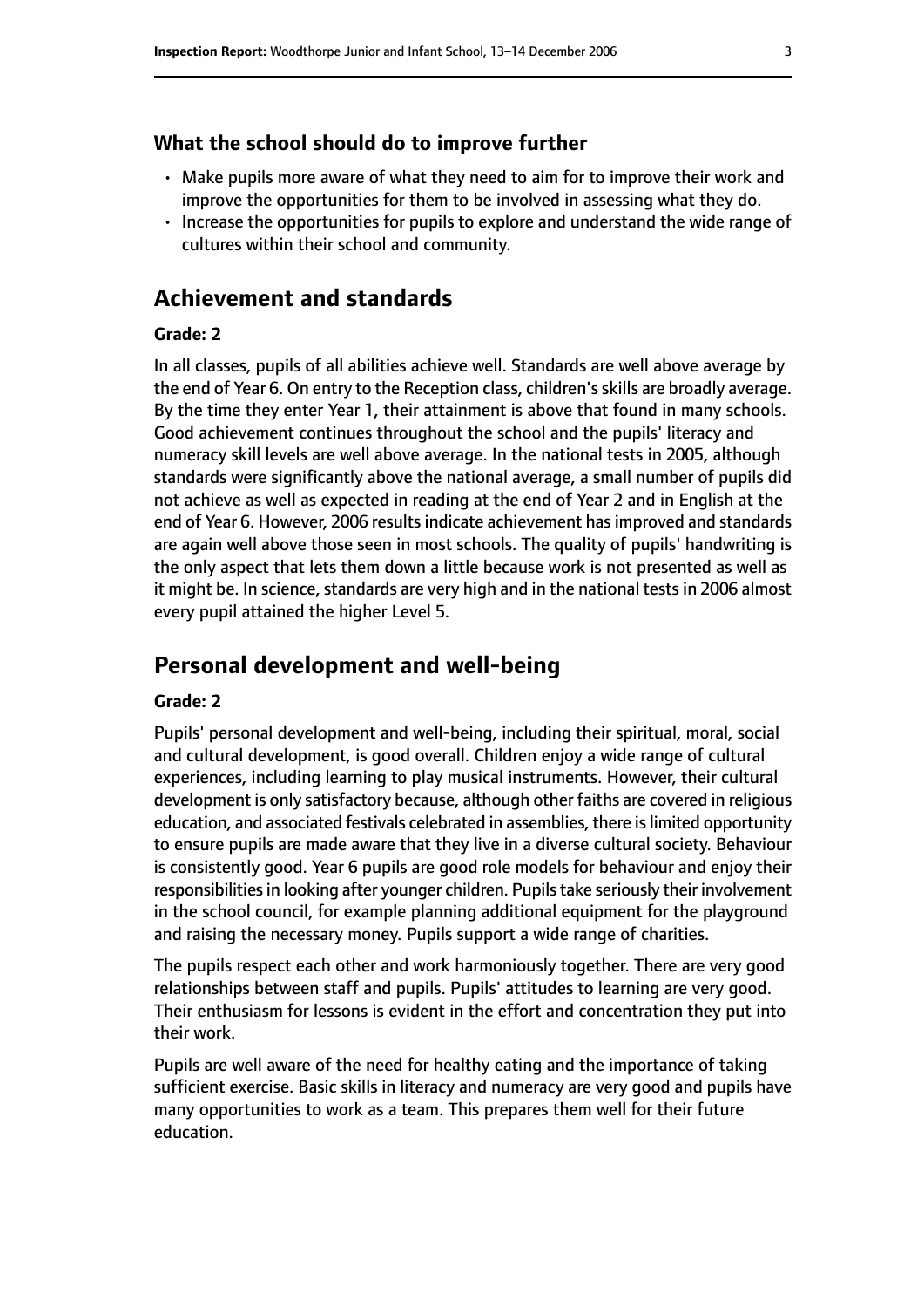### What the school should do to improve further

- Make pupils more aware of what they need to aim for to improve their work and improve the opportunities for them to be involved in assessing what they do.
- Increase the opportunities for pupils to explore and understand the wide range of cultures within their school and community.

## Achievement and standards

#### Grade: 2

In all classes, pupils of all abilities achieve well. Standards are well above average by the end of Year 6. On entry to the Reception class, children's skills are broadly average. By the time they enter Year 1, their attainment is above that found in many schools. Good achievement continues throughout the school and the pupils' literacy and numeracy skill levels are well above average. In the national tests in 2005, although standards were significantly above the national average, a small number of pupils did not achieve as well as expected in reading at the end of Year 2 and in English at the end of Year 6. However, 2006 results indicate achievement has improved and standards are again well above those seen in most schools. The quality of pupils' handwriting is the only aspect that lets them down a little because work is not presented as well as it might be. In science, standards are very high and in the national tests in 2006 almost every pupil attained the higher Level 5.

## Personal development and well-being

#### Grade: 2

Pupils' personal development and well-being, including their spiritual, moral, social and cultural development, is good overall. Children enjoy a wide range of cultural experiences, including learning to play musical instruments. However, their cultural development is only satisfactory because, although other faiths are covered in religious education, and associated festivals celebrated in assemblies, there is limited opportunity to ensure pupils are made aware that they live in a diverse cultural society. Behaviour is consistently good. Year 6 pupils are good role models for behaviour and enjoy their responsibilities in looking after younger children. Pupils take seriously their involvement in the school council, for example planning additional equipment for the playground and raising the necessary money. Pupils support a wide range of charities.

The pupils respect each other and work harmoniously together. There are very good relationships between staff and pupils. Pupils' attitudes to learning are very good. Their enthusiasm for lessons is evident in the effort and concentration they put into their work.

Pupils are well aware of the need for healthy eating and the importance of taking sufficient exercise. Basic skills in literacy and numeracy are very good and pupils have many opportunities to work as a team. This prepares them well for their future education.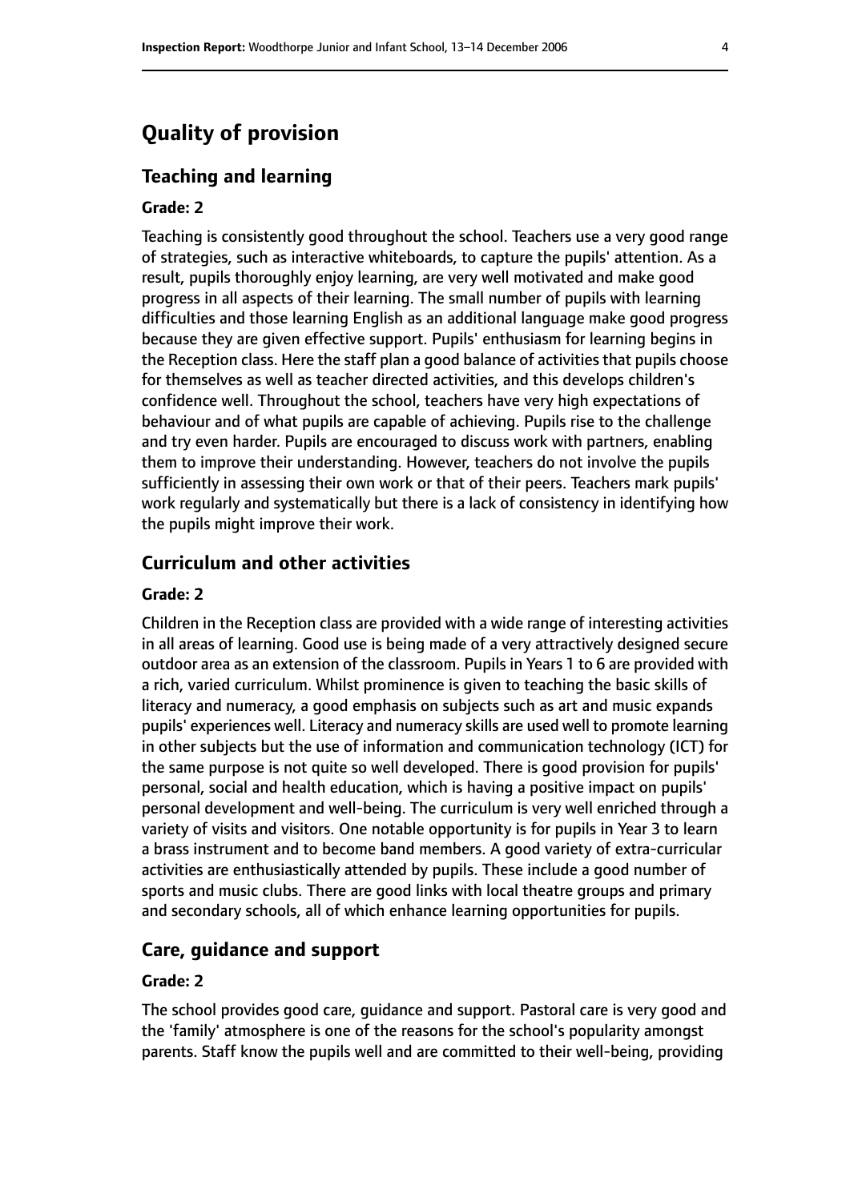# Quality of provision

## Teaching and learning

### Grade: 2

Teaching is consistently good throughout the school. Teachers use a very good range of strategies, such as interactive whiteboards, to capture the pupils' attention. As a result, pupils thoroughly enjoy learning, are very well motivated and make good progress in all aspects of their learning. The small number of pupils with learning difficulties and those learning English as an additional language make good progress because they are given effective support. Pupils' enthusiasm for learning begins in the Reception class. Here the staff plan a good balance of activities that pupils choose for themselves as well as teacher directed activities, and this develops children's confidence well. Throughout the school, teachers have very high expectations of behaviour and of what pupils are capable of achieving. Pupils rise to the challenge and try even harder. Pupils are encouraged to discuss work with partners, enabling them to improve their understanding. However, teachers do not involve the pupils sufficiently in assessing their own work or that of their peers. Teachers mark pupils' work regularly and systematically but there is a lack of consistency in identifying how the pupils might improve their work.

## Curriculum and other activities

### Grade: 2

Children in the Reception class are provided with a wide range of interesting activities in all areas of learning. Good use is being made of a very attractively designed secure outdoor area as an extension of the classroom. Pupils in Years 1 to 6 are provided with a rich, varied curriculum. Whilst prominence is given to teaching the basic skills of literacy and numeracy, a good emphasis on subjects such as art and music expands pupils' experiences well. Literacy and numeracy skills are used well to promote learning in other subjects but the use of information and communication technology (ICT) for the same purpose is not quite so well developed. There is good provision for pupils' personal, social and health education, which is having a positive impact on pupils' personal development and well-being. The curriculum is very well enriched through a variety of visits and visitors. One notable opportunity is for pupils in Year 3 to learn a brass instrument and to become band members. A good variety of extra-curricular activities are enthusiastically attended by pupils. These include a good number of sports and music clubs. There are good links with local theatre groups and primary and secondary schools, all of which enhance learning opportunities for pupils.

## Care, guidance and support

### Grade: 2

The school provides good care, guidance and support. Pastoral care is very good and the 'family' atmosphere is one of the reasons for the school's popularity amongst parents. Staff know the pupils well and are committed to their well-being, providing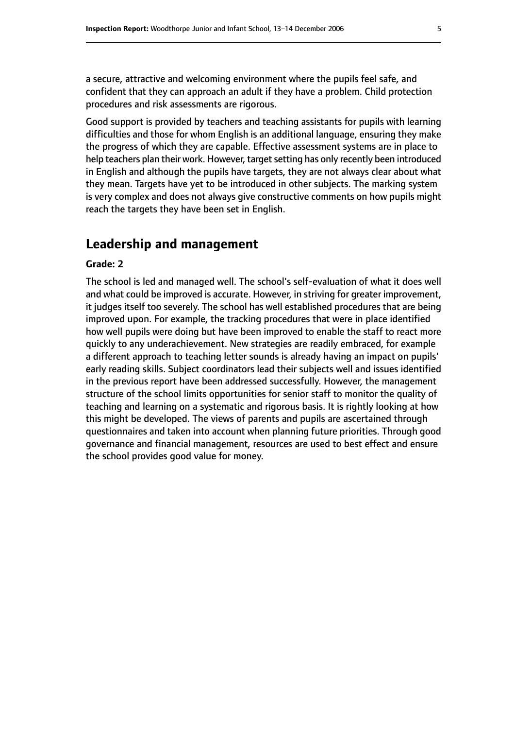a secure, attractive and welcoming environment where the pupils feel safe, and confident that they can approach an adult if they have a problem. Child protection procedures and risk assessments are rigorous.

Good support is provided by teachers and teaching assistants for pupils with learning difficulties and those for whom English is an additional language, ensuring they make the progress of which they are capable. Effective assessment systems are in place to help teachers plan their work. However, target setting has only recently been introduced in English and although the pupils have targets, they are not always clear about what they mean. Targets have yet to be introduced in other subjects. The marking system is very complex and does not always give constructive comments on how pupils might reach the targets they have been set in English.

## Leadership and management

**Grade: 2**

The school is led and managed well. The school's self-evaluation of what it does well and what could be improved is accurate. However, in striving for greater improvement, it judges itself too severely. The school has well established procedures that are being improved upon. For example, the tracking procedures that were in place identified how well pupils were doing but have been improved to enable the staff to react more quickly to any underachievement. New strategies are readily embraced, for example a different approach to teaching letter sounds is already having an impact on pupils' early reading skills. Subject coordinators lead their subjects well and issues identified in the previous report have been addressed successfully. However, the management structure of the school limits opportunities for senior staff to monitor the quality of teaching and learning on a systematic and rigorous basis. It is rightly looking at how this might be developed. The views of parents and pupils are ascertained through questionnaires and taken into account when planning future priorities. Through good governance and financial management, resources are used to best effect and ensure the school provides good value for money.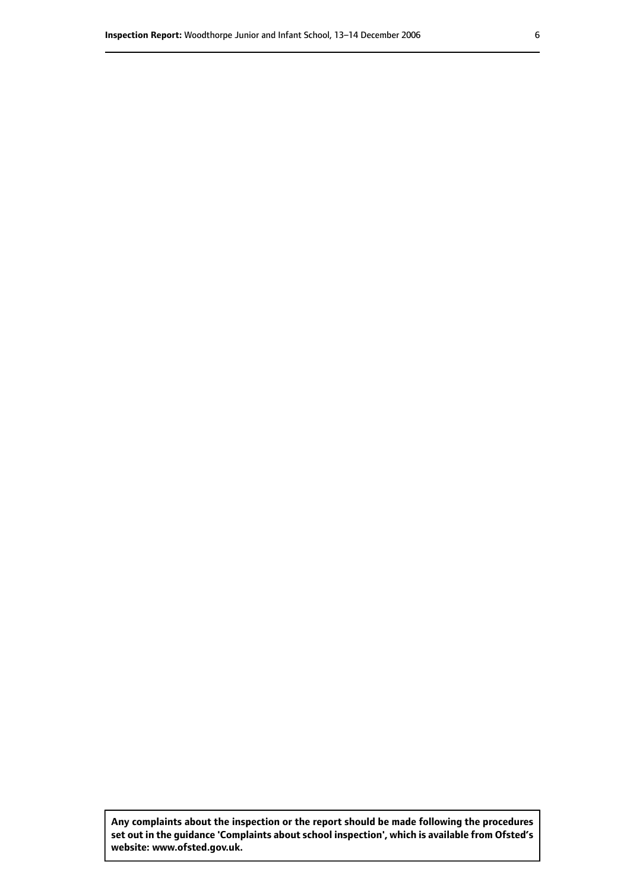**Any complaints about the inspection or the report should be made following the procedures set out in the guidance 'Complaints about school inspection', which is available from Ofsted's website: www.ofsted.gov.uk.**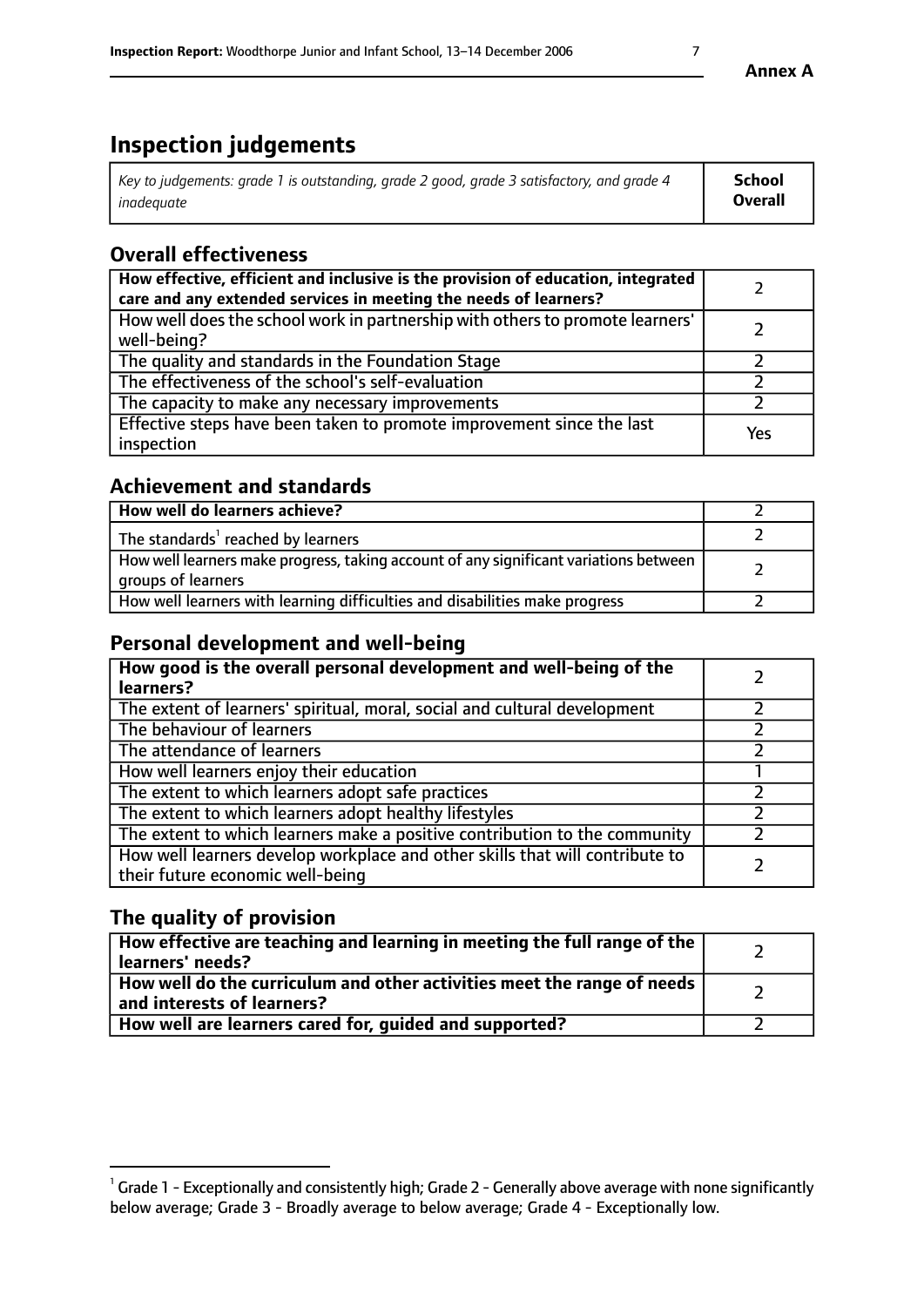Annex A

# Inspection judgements

| Key to judgements: grade 1 is outstanding, grade 2 good, grade 3 satisfactory, and grade 4 inadequate | School Overall |
|---|---|

## Overall effectiveness

| | |
|---|---|
| **How effective, efficient and inclusive is the provision of education, integrated care and any extended services in meeting the needs of learners?** | 2 |
| How well does the school work in partnership with others to promote learners' well-being? | 2 |
| The quality and standards in the Foundation Stage | 2 |
| The effectiveness of the school's self-evaluation | 2 |
| The capacity to make any necessary improvements | 2 |
| Effective steps have been taken to promote improvement since the last inspection | Yes |

## Achievement and standards

| | |
|---|---|
| **How well do learners achieve?** | 2 |
| The standards[1] reached by learners | 2 |
| How well learners make progress, taking account of any significant variations between groups of learners | 2 |
| How well learners with learning difficulties and disabilities make progress | 2 |

## Personal development and well-being

| | |
|---|---|
| **How good is the overall personal development and well-being of the learners?** | 2 |
| The extent of learners' spiritual, moral, social and cultural development | 2 |
| The behaviour of learners | 2 |
| The attendance of learners | 2 |
| How well learners enjoy their education | 1 |
| The extent to which learners adopt safe practices | 2 |
| The extent to which learners adopt healthy lifestyles | 2 |
| The extent to which learners make a positive contribution to the community | 2 |
| How well learners develop workplace and other skills that will contribute to their future economic well-being | 2 |

## The quality of provision

| | |
|---|---|
| **How effective are teaching and learning in meeting the full range of the learners' needs?** | 2 |
| **How well do the curriculum and other activities meet the range of needs and interests of learners?** | 2 |
| **How well are learners cared for, guided and supported?** | 2 |

[1] Grade 1 - Exceptionally and consistently high; Grade 2 - Generally above average with none significantly below average; Grade 3 - Broadly average to below average; Grade 4 - Exceptionally low.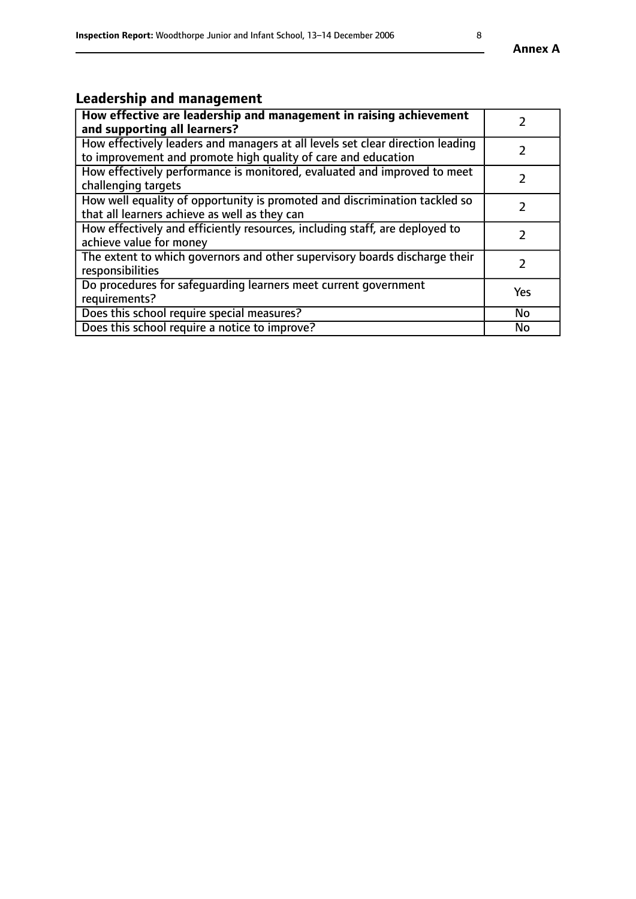## Leadership and management

| | |
|---|---|
| **How effective are leadership and management in raising achievement and supporting all learners?** | 2 |
| How effectively leaders and managers at all levels set clear direction leading to improvement and promote high quality of care and education | 2 |
| How effectively performance is monitored, evaluated and improved to meet challenging targets | 2 |
| How well equality of opportunity is promoted and discrimination tackled so that all learners achieve as well as they can | 2 |
| How effectively and efficiently resources, including staff, are deployed to achieve value for money | 2 |
| The extent to which governors and other supervisory boards discharge their responsibilities | 2 |
| Do procedures for safeguarding learners meet current government requirements? | Yes |
| Does this school require special measures? | No |
| Does this school require a notice to improve? | No |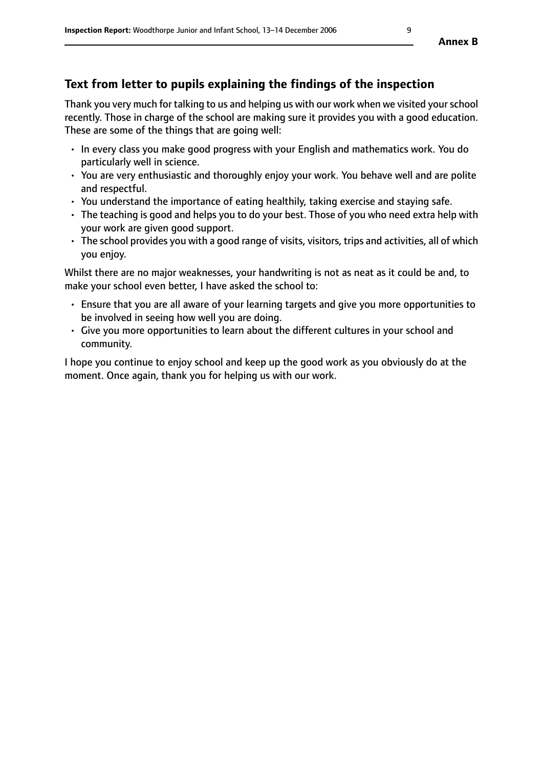## Text from letter to pupils explaining the findings of the inspection

Thank you very much for talking to us and helping us with our work when we visited your school recently. Those in charge of the school are making sure it provides you with a good education. These are some of the things that are going well:

- In every class you make good progress with your English and mathematics work. You do particularly well in science.
- You are very enthusiastic and thoroughly enjoy your work. You behave well and are polite and respectful.
- You understand the importance of eating healthily, taking exercise and staying safe.
- The teaching is good and helps you to do your best. Those of you who need extra help with your work are given good support.
- The school provides you with a good range of visits, visitors, trips and activities, all of which you enjoy.

Whilst there are no major weaknesses, your handwriting is not as neat as it could be and, to make your school even better, I have asked the school to:

- Ensure that you are all aware of your learning targets and give you more opportunities to be involved in seeing how well you are doing.
- Give you more opportunities to learn about the different cultures in your school and community.

I hope you continue to enjoy school and keep up the good work as you obviously do at the moment. Once again, thank you for helping us with our work.